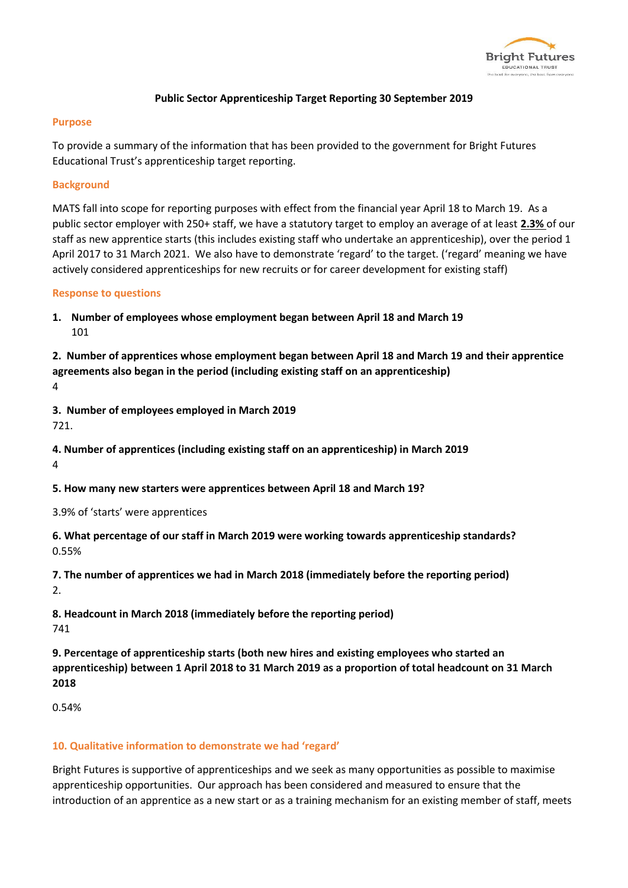**Public Sector Apprenticeship Target Reporting 30 September 2019**

## Purpose

To provide a summary of the information that has been provided to the government for Bright Futures Educational Trust's apprenticeship target reporting.

## Background

MATS fall into scope for reporting purposes with effect from the financial year April 18 to March 19. As a public sector employer with 250+ staff, we have a statutory target to employ an average of at least **2.3%** of our staff as new apprentice starts (this includes existing staff who undertake an apprenticeship), over the period 1 April 2017 to 31 March 2021. We also have to demonstrate 'regard' to the target. ('regard' meaning we have actively considered apprenticeships for new recruits or for career development for existing staff)

## Response to questions

1. **Number of employees whose employment began between April 18 and March 19**
   101

**2. Number of apprentices whose employment began between April 18 and March 19 and their apprentice agreements also began in the period (including existing staff on an apprenticeship)**

4

**3. Number of employees employed in March 2019**

721.

**4. Number of apprentices (including existing staff on an apprenticeship) in March 2019**

4

**5. How many new starters were apprentices between April 18 and March 19?**

3.9% of 'starts' were apprentices

**6. What percentage of our staff in March 2019 were working towards apprenticeship standards?**

0.55%

**7. The number of apprentices we had in March 2018 (immediately before the reporting period)**

2.

**8. Headcount in March 2018 (immediately before the reporting period)**

741

**9. Percentage of apprenticeship starts (both new hires and existing employees who started an apprenticeship) between 1 April 2018 to 31 March 2019 as a proportion of total headcount on 31 March 2018**

0.54%

## 10. Qualitative information to demonstrate we had 'regard'

Bright Futures is supportive of apprenticeships and we seek as many opportunities as possible to maximise apprenticeship opportunities. Our approach has been considered and measured to ensure that the introduction of an apprentice as a new start or as a training mechanism for an existing member of staff, meets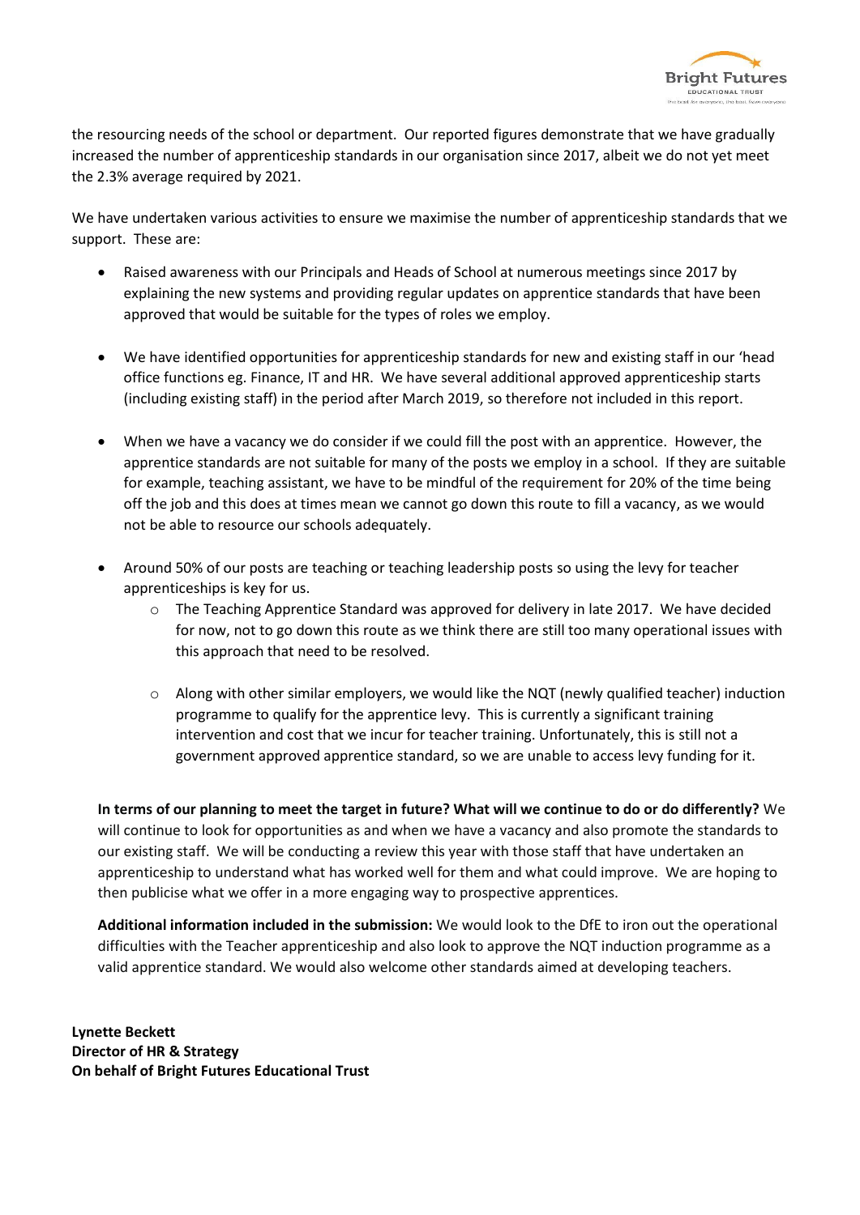the resourcing needs of the school or department. Our reported figures demonstrate that we have gradually increased the number of apprenticeship standards in our organisation since 2017, albeit we do not yet meet the 2.3% average required by 2021.

We have undertaken various activities to ensure we maximise the number of apprenticeship standards that we support. These are:

- Raised awareness with our Principals and Heads of School at numerous meetings since 2017 by explaining the new systems and providing regular updates on apprentice standards that have been approved that would be suitable for the types of roles we employ.
- We have identified opportunities for apprenticeship standards for new and existing staff in our 'head office functions eg. Finance, IT and HR. We have several additional approved apprenticeship starts (including existing staff) in the period after March 2019, so therefore not included in this report.
- When we have a vacancy we do consider if we could fill the post with an apprentice. However, the apprentice standards are not suitable for many of the posts we employ in a school. If they are suitable for example, teaching assistant, we have to be mindful of the requirement for 20% of the time being off the job and this does at times mean we cannot go down this route to fill a vacancy, as we would not be able to resource our schools adequately.
- Around 50% of our posts are teaching or teaching leadership posts so using the levy for teacher apprenticeships is key for us.
  - The Teaching Apprentice Standard was approved for delivery in late 2017. We have decided for now, not to go down this route as we think there are still too many operational issues with this approach that need to be resolved.
  - Along with other similar employers, we would like the NQT (newly qualified teacher) induction programme to qualify for the apprentice levy. This is currently a significant training intervention and cost that we incur for teacher training. Unfortunately, this is still not a government approved apprentice standard, so we are unable to access levy funding for it.

**In terms of our planning to meet the target in future? What will we continue to do or do differently?** We will continue to look for opportunities as and when we have a vacancy and also promote the standards to our existing staff. We will be conducting a review this year with those staff that have undertaken an apprenticeship to understand what has worked well for them and what could improve. We are hoping to then publicise what we offer in a more engaging way to prospective apprentices.

**Additional information included in the submission:** We would look to the DfE to iron out the operational difficulties with the Teacher apprenticeship and also look to approve the NQT induction programme as a valid apprentice standard. We would also welcome other standards aimed at developing teachers.

**Lynette Beckett**
**Director of HR & Strategy**
**On behalf of Bright Futures Educational Trust**